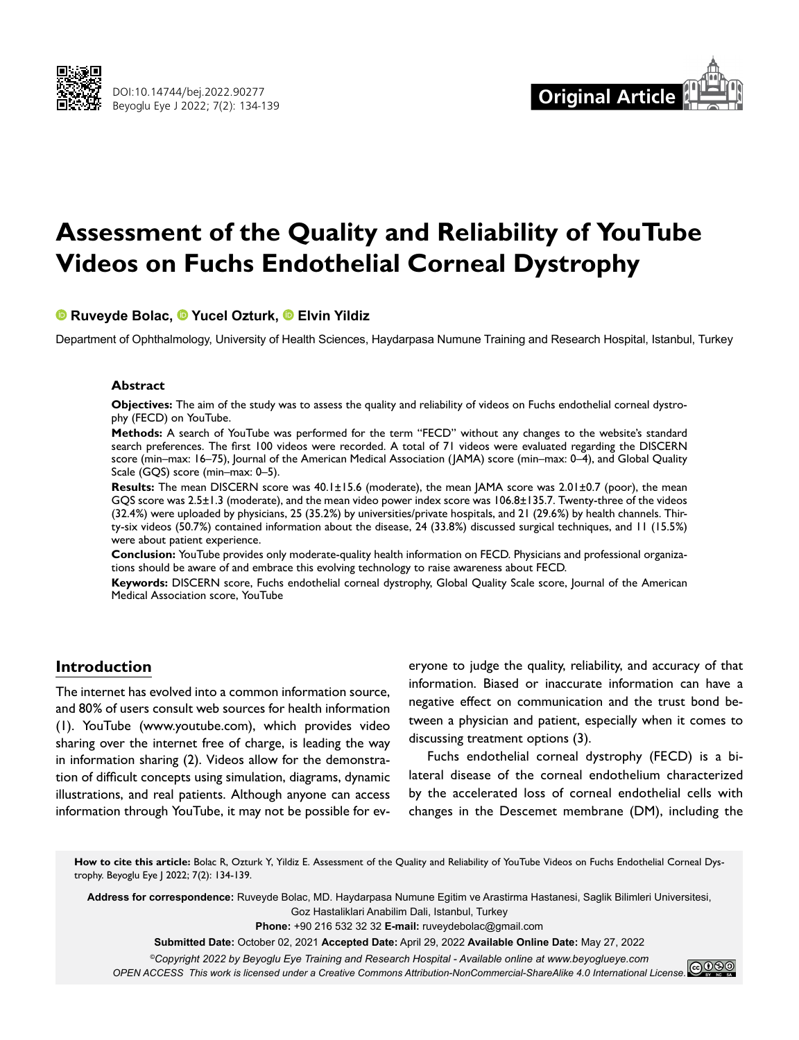# Assessment of the Quality and Reliability of YouTube Videos on Fuchs Endothelial Corneal Dystrophy

**Ruveyde Bolac, Yucel Ozturk, Elvin Yildiz**

Department of Ophthalmology, University of Health Sciences, Haydarpasa Numune Training and Research Hospital, Istanbul, Turkey

### Abstract

**Objectives:** The aim of the study was to assess the quality and reliability of videos on Fuchs endothelial corneal dystrophy (FECD) on YouTube.

**Methods:** A search of YouTube was performed for the term "FECD" without any changes to the website's standard search preferences. The first 100 videos were recorded. A total of 71 videos were evaluated regarding the DISCERN score (min–max: 16–75), Journal of the American Medical Association (JAMA) score (min–max: 0–4), and Global Quality Scale (GQS) score (min–max: 0–5).

**Results:** The mean DISCERN score was 40.1±15.6 (moderate), the mean JAMA score was 2.01±0.7 (poor), the mean GQS score was 2.5±1.3 (moderate), and the mean video power index score was 106.8±135.7. Twenty-three of the videos (32.4%) were uploaded by physicians, 25 (35.2%) by universities/private hospitals, and 21 (29.6%) by health channels. Thirty-six videos (50.7%) contained information about the disease, 24 (33.8%) discussed surgical techniques, and 11 (15.5%) were about patient experience.

**Conclusion:** YouTube provides only moderate-quality health information on FECD. Physicians and professional organizations should be aware of and embrace this evolving technology to raise awareness about FECD.

**Keywords:** DISCERN score, Fuchs endothelial corneal dystrophy, Global Quality Scale score, Journal of the American Medical Association score, YouTube

## Introduction

The internet has evolved into a common information source, and 80% of users consult web sources for health information (1). YouTube (www.youtube.com), which provides video sharing over the internet free of charge, is leading the way in information sharing (2). Videos allow for the demonstration of difficult concepts using simulation, diagrams, dynamic illustrations, and real patients. Although anyone can access information through YouTube, it may not be possible for everyone to judge the quality, reliability, and accuracy of that information. Biased or inaccurate information can have a negative effect on communication and the trust bond between a physician and patient, especially when it comes to discussing treatment options (3).

Fuchs endothelial corneal dystrophy (FECD) is a bilateral disease of the corneal endothelium characterized by the accelerated loss of corneal endothelial cells with changes in the Descemet membrane (DM), including the

**How to cite this article:** Bolac R, Ozturk Y, Yildiz E. Assessment of the Quality and Reliability of YouTube Videos on Fuchs Endothelial Corneal Dystrophy. Beyoglu Eye J 2022; 7(2): 134-139.

**Address for correspondence:** Ruveyde Bolac, MD. Haydarpasa Numune Egitim ve Arastirma Hastanesi, Saglik Bilimleri Universitesi, Goz Hastaliklari Anabilim Dali, Istanbul, Turkey

**Phone:** +90 216 532 32 32 **E-mail:** ruveydebolac@gmail.com

**Submitted Date:** October 02, 2021 **Accepted Date:** April 29, 2022 **Available Online Date:** May 27, 2022

*©Copyright 2022 by Beyoglu Eye Training and Research Hospital - Available online at www.beyoglueye.com*

*OPEN ACCESS This work is licensed under a Creative Commons Attribution-NonCommercial-ShareAlike 4.0 International License.*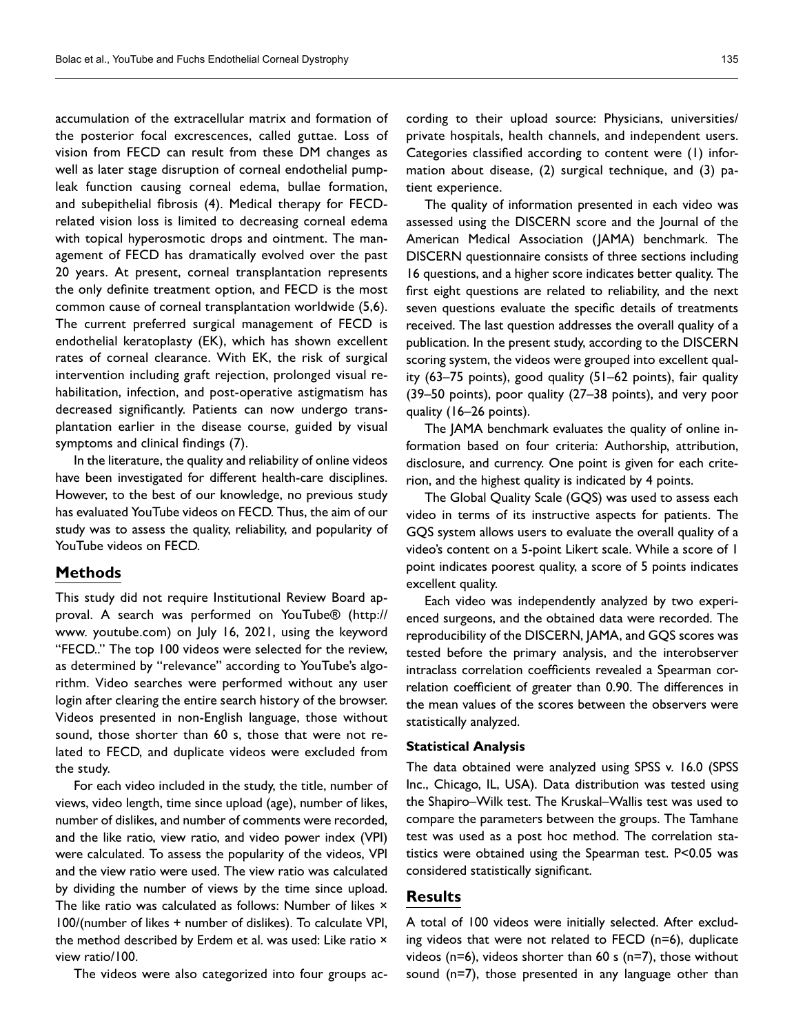accumulation of the extracellular matrix and formation of the posterior focal excrescences, called guttae. Loss of vision from FECD can result from these DM changes as well as later stage disruption of corneal endothelial pump-leak function causing corneal edema, bullae formation, and subepithelial fibrosis (4). Medical therapy for FECD-related vision loss is limited to decreasing corneal edema with topical hyperosmotic drops and ointment. The management of FECD has dramatically evolved over the past 20 years. At present, corneal transplantation represents the only definite treatment option, and FECD is the most common cause of corneal transplantation worldwide (5,6). The current preferred surgical management of FECD is endothelial keratoplasty (EK), which has shown excellent rates of corneal clearance. With EK, the risk of surgical intervention including graft rejection, prolonged visual rehabilitation, infection, and post-operative astigmatism has decreased significantly. Patients can now undergo transplantation earlier in the disease course, guided by visual symptoms and clinical findings (7).

In the literature, the quality and reliability of online videos have been investigated for different health-care disciplines. However, to the best of our knowledge, no previous study has evaluated YouTube videos on FECD. Thus, the aim of our study was to assess the quality, reliability, and popularity of YouTube videos on FECD.

## Methods

This study did not require Institutional Review Board approval. A search was performed on YouTube® (http://www. youtube.com) on July 16, 2021, using the keyword "FECD.." The top 100 videos were selected for the review, as determined by "relevance" according to YouTube's algorithm. Video searches were performed without any user login after clearing the entire search history of the browser. Videos presented in non-English language, those without sound, those shorter than 60 s, those that were not related to FECD, and duplicate videos were excluded from the study.

For each video included in the study, the title, number of views, video length, time since upload (age), number of likes, number of dislikes, and number of comments were recorded, and the like ratio, view ratio, and video power index (VPI) were calculated. To assess the popularity of the videos, VPI and the view ratio were used. The view ratio was calculated by dividing the number of views by the time since upload. The like ratio was calculated as follows: Number of likes × 100/(number of likes + number of dislikes). To calculate VPI, the method described by Erdem et al. was used: Like ratio × view ratio/100.

The videos were also categorized into four groups according to their upload source: Physicians, universities/private hospitals, health channels, and independent users. Categories classified according to content were (1) information about disease, (2) surgical technique, and (3) patient experience.

The quality of information presented in each video was assessed using the DISCERN score and the Journal of the American Medical Association (JAMA) benchmark. The DISCERN questionnaire consists of three sections including 16 questions, and a higher score indicates better quality. The first eight questions are related to reliability, and the next seven questions evaluate the specific details of treatments received. The last question addresses the overall quality of a publication. In the present study, according to the DISCERN scoring system, the videos were grouped into excellent quality (63–75 points), good quality (51–62 points), fair quality (39–50 points), poor quality (27–38 points), and very poor quality (16–26 points).

The JAMA benchmark evaluates the quality of online information based on four criteria: Authorship, attribution, disclosure, and currency. One point is given for each criterion, and the highest quality is indicated by 4 points.

The Global Quality Scale (GQS) was used to assess each video in terms of its instructive aspects for patients. The GQS system allows users to evaluate the overall quality of a video's content on a 5-point Likert scale. While a score of 1 point indicates poorest quality, a score of 5 points indicates excellent quality.

Each video was independently analyzed by two experienced surgeons, and the obtained data were recorded. The reproducibility of the DISCERN, JAMA, and GQS scores was tested before the primary analysis, and the interobserver intraclass correlation coefficients revealed a Spearman correlation coefficient of greater than 0.90. The differences in the mean values of the scores between the observers were statistically analyzed.

### Statistical Analysis

The data obtained were analyzed using SPSS v. 16.0 (SPSS Inc., Chicago, IL, USA). Data distribution was tested using the Shapiro–Wilk test. The Kruskal–Wallis test was used to compare the parameters between the groups. The Tamhane test was used as a post hoc method. The correlation statistics were obtained using the Spearman test. $P<0.05$ was considered statistically significant.

## Results

A total of 100 videos were initially selected. After excluding videos that were not related to FECD (n=6), duplicate videos (n=6), videos shorter than 60 s (n=7), those without sound (n=7), those presented in any language other than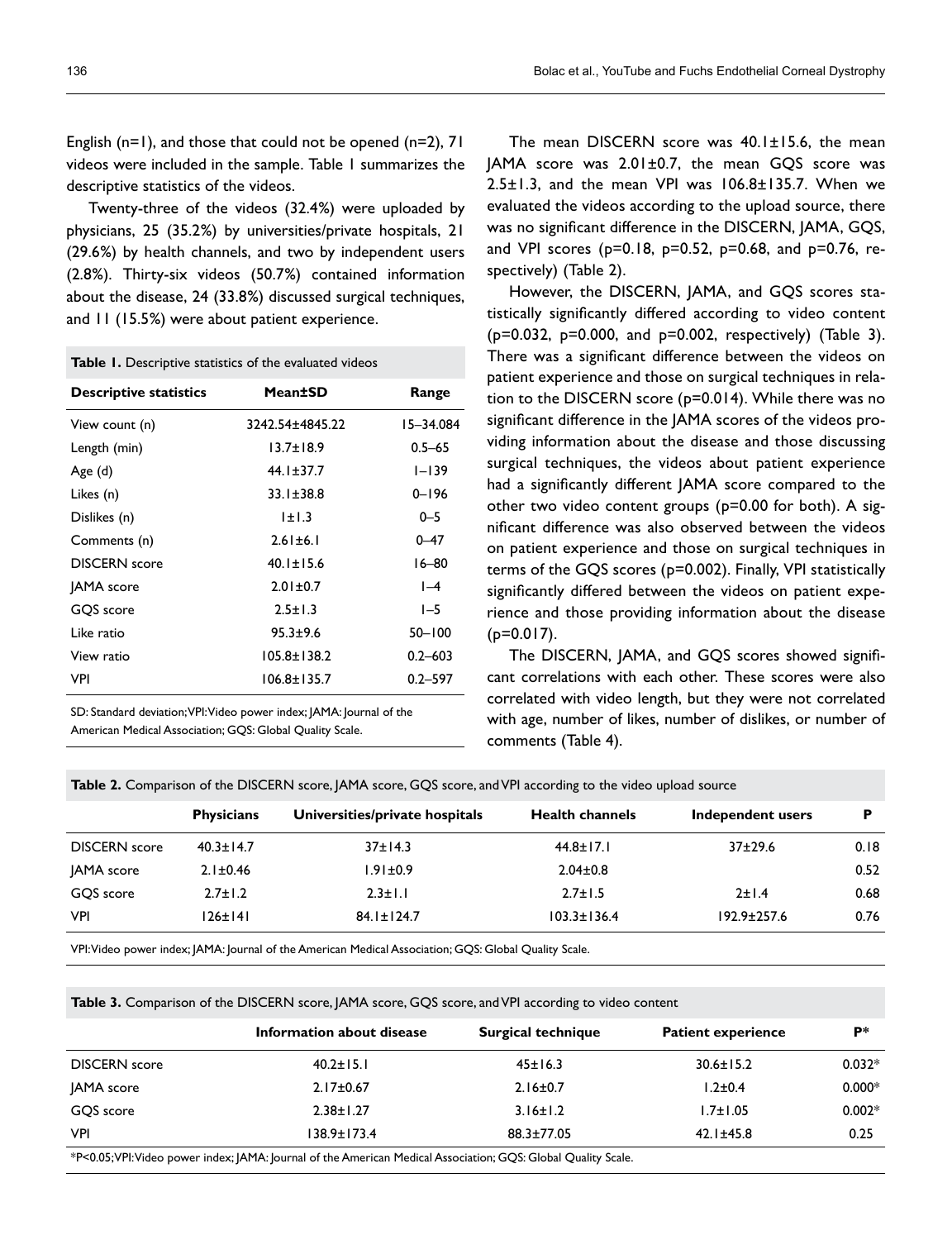English (n=1), and those that could not be opened (n=2), 71 videos were included in the sample. Table 1 summarizes the descriptive statistics of the videos.

Twenty-three of the videos (32.4%) were uploaded by physicians, 25 (35.2%) by universities/private hospitals, 21 (29.6%) by health channels, and two by independent users (2.8%). Thirty-six videos (50.7%) contained information about the disease, 24 (33.8%) discussed surgical techniques, and 11 (15.5%) were about patient experience.

**Table 1.** Descriptive statistics of the evaluated videos

| Descriptive statistics | Mean±SD | Range |
|---|---|---|
| View count (n) | 3242.54±4845.22 | 15–34.084 |
| Length (min) | 13.7±18.9 | 0.5–65 |
| Age (d) | 44.1±37.7 | 1–139 |
| Likes (n) | 33.1±38.8 | 0–196 |
| Dislikes (n) | 1±1.3 | 0–5 |
| Comments (n) | 2.61±6.1 | 0–47 |
| DISCERN score | 40.1±15.6 | 16–80 |
| JAMA score | 2.01±0.7 | 1–4 |
| GQS score | 2.5±1.3 | 1–5 |
| Like ratio | 95.3±9.6 | 50–100 |
| View ratio | 105.8±138.2 | 0.2–603 |
| VPI | 106.8±135.7 | 0.2–597 |

SD: Standard deviation; VPI: Video power index; JAMA: Journal of the American Medical Association; GQS: Global Quality Scale.

The mean DISCERN score was 40.1±15.6, the mean JAMA score was 2.01±0.7, the mean GQS score was 2.5±1.3, and the mean VPI was 106.8±135.7. When we evaluated the videos according to the upload source, there was no significant difference in the DISCERN, JAMA, GQS, and VPI scores (p=0.18, p=0.52, p=0.68, and p=0.76, respectively) (Table 2).

However, the DISCERN, JAMA, and GQS scores statistically significantly differed according to video content (p=0.032, p=0.000, and p=0.002, respectively) (Table 3). There was a significant difference between the videos on patient experience and those on surgical techniques in relation to the DISCERN score (p=0.014). While there was no significant difference in the JAMA scores of the videos providing information about the disease and those discussing surgical techniques, the videos about patient experience had a significantly different JAMA score compared to the other two video content groups (p=0.00 for both). A significant difference was also observed between the videos on patient experience and those on surgical techniques in terms of the GQS scores (p=0.002). Finally, VPI statistically significantly differed between the videos on patient experience and those providing information about the disease (p=0.017).

The DISCERN, JAMA, and GQS scores showed significant correlations with each other. These scores were also correlated with video length, but they were not correlated with age, number of likes, number of dislikes, or number of comments (Table 4).

**Table 2.** Comparison of the DISCERN score, JAMA score, GQS score, and VPI according to the video upload source

| | Physicians | Universities/private hospitals | Health channels | Independent users | P |
|---|---|---|---|---|---|
| DISCERN score | 40.3±14.7 | 37±14.3 | 44.8±17.1 | 37±29.6 | 0.18 |
| JAMA score | 2.1±0.46 | 1.91±0.9 | 2.04±0.8 | | 0.52 |
| GQS score | 2.7±1.2 | 2.3±1.1 | 2.7±1.5 | 2±1.4 | 0.68 |
| VPI | 126±141 | 84.1±124.7 | 103.3±136.4 | 192.9±257.6 | 0.76 |

VPI: Video power index; JAMA: Journal of the American Medical Association; GQS: Global Quality Scale.

**Table 3.** Comparison of the DISCERN score, JAMA score, GQS score, and VPI according to video content

| | Information about disease | Surgical technique | Patient experience | P* |
|---|---|---|---|---|
| DISCERN score | 40.2±15.1 | 45±16.3 | 30.6±15.2 | 0.032* |
| JAMA score | 2.17±0.67 | 2.16±0.7 | 1.2±0.4 | 0.000* |
| GQS score | 2.38±1.27 | 3.16±1.2 | 1.7±1.05 | 0.002* |
| VPI | 138.9±173.4 | 88.3±77.05 | 42.1±45.8 | 0.25 |

*P<0.05; VPI: Video power index; JAMA: Journal of the American Medical Association; GQS: Global Quality Scale.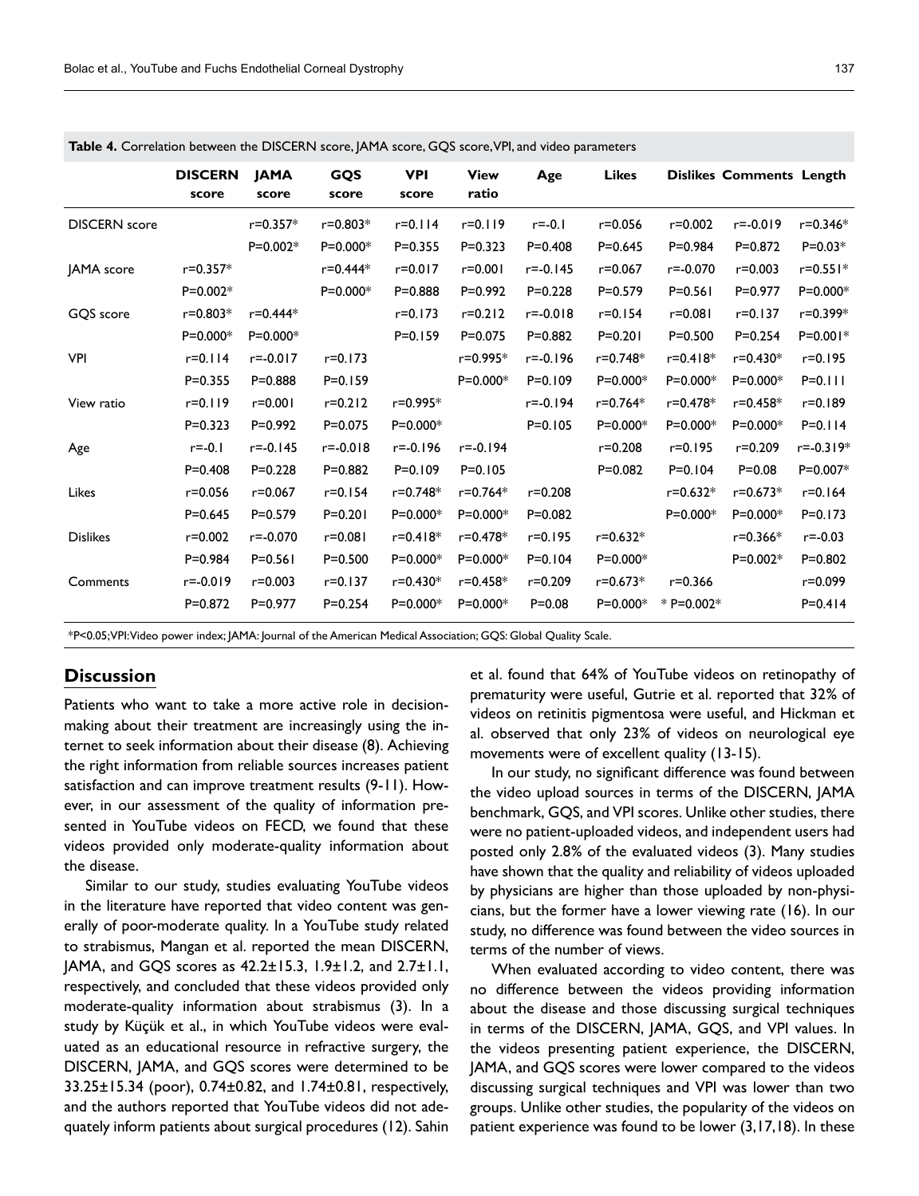**Table 4.** Correlation between the DISCERN score, JAMA score, GQS score, VPI, and video parameters

| | DISCERN score | JAMA score | GQS score | VPI score | View ratio | Age | Likes | Dislikes | Comments | Length |
|---|---|---|---|---|---|---|---|---|---|---|
| DISCERN score | | r=0.357* | r=0.803* | r=0.114 | r=0.119 | r=-0.1 | r=0.056 | r=0.002 | r=-0.019 | r=0.346* |
| | | P=0.002* | P=0.000* | P=0.355 | P=0.323 | P=0.408 | P=0.645 | P=0.984 | P=0.872 | P=0.03* |
| JAMA score | r=0.357* | | r=0.444* | r=0.017 | r=0.001 | r=-0.145 | r=0.067 | r=-0.070 | r=0.003 | r=0.551* |
| | P=0.002* | | P=0.000* | P=0.888 | P=0.992 | P=0.228 | P=0.579 | P=0.561 | P=0.977 | P=0.000* |
| GQS score | r=0.803* | r=0.444* | | r=0.173 | r=0.212 | r=-0.018 | r=0.154 | r=0.081 | r=0.137 | r=0.399* |
| | P=0.000* | P=0.000* | | P=0.159 | P=0.075 | P=0.882 | P=0.201 | P=0.500 | P=0.254 | P=0.001* |
| VPI | r=0.114 | r=-0.017 | r=0.173 | | r=0.995* | r=-0.196 | r=0.748* | r=0.418* | r=0.430* | r=0.195 |
| | P=0.355 | P=0.888 | P=0.159 | | P=0.000* | P=0.109 | P=0.000* | P=0.000* | P=0.000* | P=0.111 |
| View ratio | r=0.119 | r=0.001 | r=0.212 | r=0.995* | | r=-0.194 | r=0.764* | r=0.478* | r=0.458* | r=0.189 |
| | P=0.323 | P=0.992 | P=0.075 | P=0.000* | | P=0.105 | P=0.000* | P=0.000* | P=0.000* | P=0.114 |
| Age | r=-0.1 | r=-0.145 | r=-0.018 | r=-0.196 | r=-0.194 | | r=0.208 | r=0.195 | r=0.209 | r=-0.319* |
| | P=0.408 | P=0.228 | P=0.882 | P=0.109 | P=0.105 | | P=0.082 | P=0.104 | P=0.08 | P=0.007* |
| Likes | r=0.056 | r=0.067 | r=0.154 | r=0.748* | r=0.764* | r=0.208 | | r=0.632* | r=0.673* | r=0.164 |
| | P=0.645 | P=0.579 | P=0.201 | P=0.000* | P=0.000* | P=0.082 | | P=0.000* | P=0.000* | P=0.173 |
| Dislikes | r=0.002 | r=-0.070 | r=0.081 | r=0.418* | r=0.478* | r=0.195 | r=0.632* | | r=0.366* | r=-0.03 |
| | P=0.984 | P=0.561 | P=0.500 | P=0.000* | P=0.000* | P=0.104 | P=0.000* | | P=0.002* | P=0.802 |
| Comments | r=-0.019 | r=0.003 | r=0.137 | r=0.430* | r=0.458* | r=0.209 | r=0.673* | r=0.366 | | r=0.099 |
| | P=0.872 | P=0.977 | P=0.254 | P=0.000* | P=0.000* | P=0.08 | P=0.000* | * P=0.002* | | P=0.414 |

*P<0.05; VPI: Video power index; JAMA: Journal of the American Medical Association; GQS: Global Quality Scale.

## Discussion

Patients who want to take a more active role in decision-making about their treatment are increasingly using the internet to seek information about their disease (8). Achieving the right information from reliable sources increases patient satisfaction and can improve treatment results (9-11). However, in our assessment of the quality of information presented in YouTube videos on FECD, we found that these videos provided only moderate-quality information about the disease.

Similar to our study, studies evaluating YouTube videos in the literature have reported that video content was generally of poor-moderate quality. In a YouTube study related to strabismus, Mangan et al. reported the mean DISCERN, JAMA, and GQS scores as 42.2±15.3, 1.9±1.2, and 2.7±1.1, respectively, and concluded that these videos provided only moderate-quality information about strabismus (3). In a study by Küçük et al., in which YouTube videos were evaluated as an educational resource in refractive surgery, the DISCERN, JAMA, and GQS scores were determined to be 33.25±15.34 (poor), 0.74±0.82, and 1.74±0.81, respectively, and the authors reported that YouTube videos did not adequately inform patients about surgical procedures (12). Sahin et al. found that 64% of YouTube videos on retinopathy of prematurity were useful, Gutrie et al. reported that 32% of videos on retinitis pigmentosa were useful, and Hickman et al. observed that only 23% of videos on neurological eye movements were of excellent quality (13-15).

In our study, no significant difference was found between the video upload sources in terms of the DISCERN, JAMA benchmark, GQS, and VPI scores. Unlike other studies, there were no patient-uploaded videos, and independent users had posted only 2.8% of the evaluated videos (3). Many studies have shown that the quality and reliability of videos uploaded by physicians are higher than those uploaded by non-physicians, but the former have a lower viewing rate (16). In our study, no difference was found between the video sources in terms of the number of views.

When evaluated according to video content, there was no difference between the videos providing information about the disease and those discussing surgical techniques in terms of the DISCERN, JAMA, GQS, and VPI values. In the videos presenting patient experience, the DISCERN, JAMA, and GQS scores were lower compared to the videos discussing surgical techniques and VPI was lower than two groups. Unlike other studies, the popularity of the videos on patient experience was found to be lower (3,17,18). In these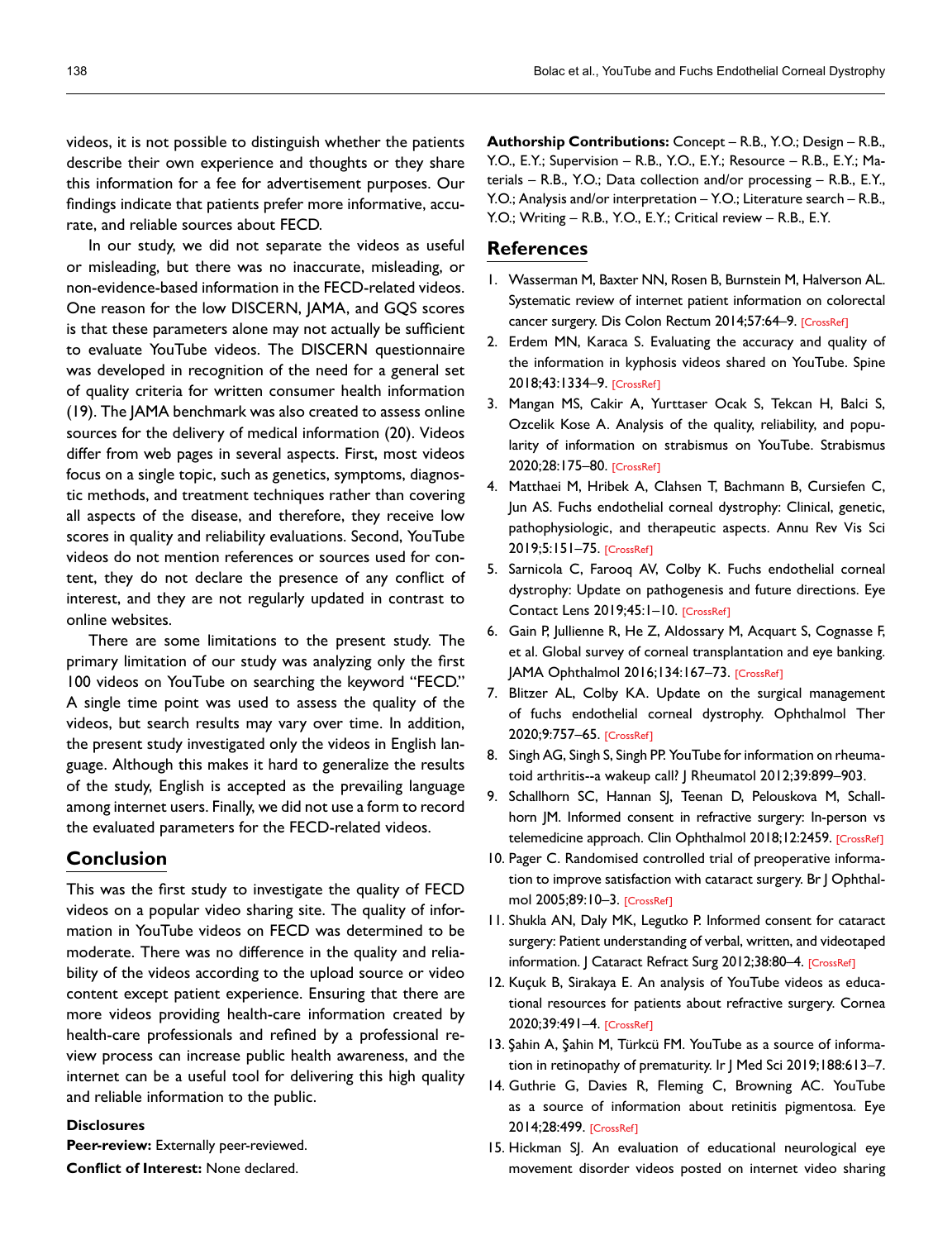videos, it is not possible to distinguish whether the patients describe their own experience and thoughts or they share this information for a fee for advertisement purposes. Our findings indicate that patients prefer more informative, accurate, and reliable sources about FECD.

In our study, we did not separate the videos as useful or misleading, but there was no inaccurate, misleading, or non-evidence-based information in the FECD-related videos. One reason for the low DISCERN, JAMA, and GQS scores is that these parameters alone may not actually be sufficient to evaluate YouTube videos. The DISCERN questionnaire was developed in recognition of the need for a general set of quality criteria for written consumer health information (19). The JAMA benchmark was also created to assess online sources for the delivery of medical information (20). Videos differ from web pages in several aspects. First, most videos focus on a single topic, such as genetics, symptoms, diagnostic methods, and treatment techniques rather than covering all aspects of the disease, and therefore, they receive low scores in quality and reliability evaluations. Second, YouTube videos do not mention references or sources used for content, they do not declare the presence of any conflict of interest, and they are not regularly updated in contrast to online websites.

There are some limitations to the present study. The primary limitation of our study was analyzing only the first 100 videos on YouTube on searching the keyword "FECD." A single time point was used to assess the quality of the videos, but search results may vary over time. In addition, the present study investigated only the videos in English language. Although this makes it hard to generalize the results of the study, English is accepted as the prevailing language among internet users. Finally, we did not use a form to record the evaluated parameters for the FECD-related videos.

## Conclusion

This was the first study to investigate the quality of FECD videos on a popular video sharing site. The quality of information in YouTube videos on FECD was determined to be moderate. There was no difference in the quality and reliability of the videos according to the upload source or video content except patient experience. Ensuring that there are more videos providing health-care information created by health-care professionals and refined by a professional review process can increase public health awareness, and the internet can be a useful tool for delivering this high quality and reliable information to the public.

**Disclosures**

**Peer-review:** Externally peer-reviewed.

**Conflict of Interest:** None declared.

**Authorship Contributions:** Concept – R.B., Y.O.; Design – R.B., Y.O., E.Y.; Supervision – R.B., Y.O., E.Y.; Resource – R.B., E.Y.; Materials – R.B., Y.O.; Data collection and/or processing – R.B., E.Y., Y.O.; Analysis and/or interpretation – Y.O.; Literature search – R.B., Y.O.; Writing – R.B., Y.O., E.Y.; Critical review – R.B., E.Y.

## References

1. Wasserman M, Baxter NN, Rosen B, Burnstein M, Halverson AL. Systematic review of internet patient information on colorectal cancer surgery. Dis Colon Rectum 2014;57:64–9. [CrossRef]
2. Erdem MN, Karaca S. Evaluating the accuracy and quality of the information in kyphosis videos shared on YouTube. Spine 2018;43:1334–9. [CrossRef]
3. Mangan MS, Cakir A, Yurttaser Ocak S, Tekcan H, Balci S, Ozcelik Kose A. Analysis of the quality, reliability, and popularity of information on strabismus on YouTube. Strabismus 2020;28:175–80. [CrossRef]
4. Matthaei M, Hribek A, Clahsen T, Bachmann B, Cursiefen C, Jun AS. Fuchs endothelial corneal dystrophy: Clinical, genetic, pathophysiologic, and therapeutic aspects. Annu Rev Vis Sci 2019;5:151–75. [CrossRef]
5. Sarnicola C, Farooq AV, Colby K. Fuchs endothelial corneal dystrophy: Update on pathogenesis and future directions. Eye Contact Lens 2019;45:1–10. [CrossRef]
6. Gain P, Jullienne R, He Z, Aldossary M, Acquart S, Cognasse F, et al. Global survey of corneal transplantation and eye banking. JAMA Ophthalmol 2016;134:167–73. [CrossRef]
7. Blitzer AL, Colby KA. Update on the surgical management of fuchs endothelial corneal dystrophy. Ophthalmol Ther 2020;9:757–65. [CrossRef]
8. Singh AG, Singh S, Singh PP. YouTube for information on rheumatoid arthritis--a wakeup call? J Rheumatol 2012;39:899–903.
9. Schallhorn SC, Hannan SJ, Teenan D, Pelouskova M, Schallhorn JM. Informed consent in refractive surgery: In-person vs telemedicine approach. Clin Ophthalmol 2018;12:2459. [CrossRef]
10. Pager C. Randomised controlled trial of preoperative information to improve satisfaction with cataract surgery. Br J Ophthalmol 2005;89:10–3. [CrossRef]
11. Shukla AN, Daly MK, Legutko P. Informed consent for cataract surgery: Patient understanding of verbal, written, and videotaped information. J Cataract Refract Surg 2012;38:80–4. [CrossRef]
12. Kuçuk B, Sirakaya E. An analysis of YouTube videos as educational resources for patients about refractive surgery. Cornea 2020;39:491–4. [CrossRef]
13. Şahin A, Şahin M, Türkcü FM. YouTube as a source of information in retinopathy of prematurity. Ir J Med Sci 2019;188:613–7.
14. Guthrie G, Davies R, Fleming C, Browning AC. YouTube as a source of information about retinitis pigmentosa. Eye 2014;28:499. [CrossRef]
15. Hickman SJ. An evaluation of educational neurological eye movement disorder videos posted on internet video sharing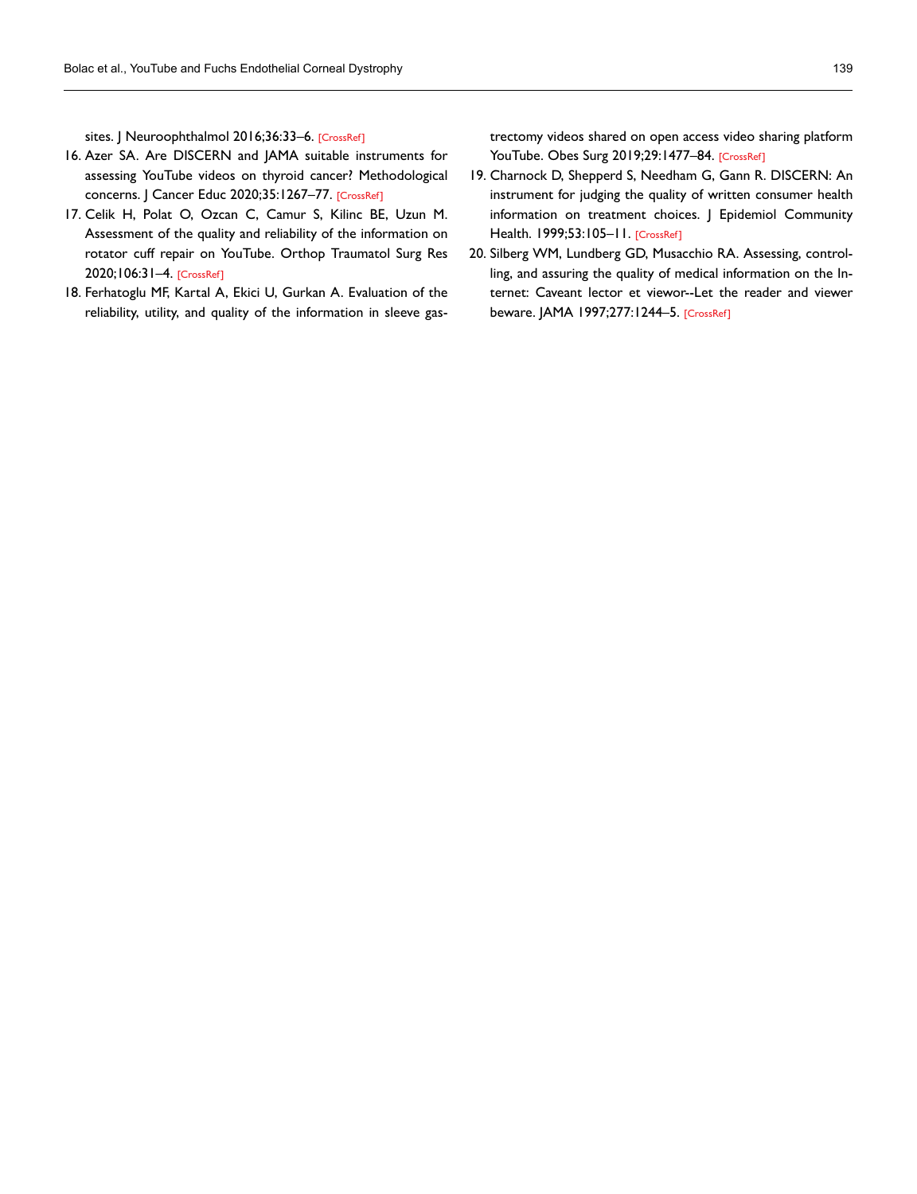sites. J Neuroophthalmol 2016;36:33–6. [CrossRef]

16. Azer SA. Are DISCERN and JAMA suitable instruments for assessing YouTube videos on thyroid cancer? Methodological concerns. J Cancer Educ 2020;35:1267–77. [CrossRef]
17. Celik H, Polat O, Ozcan C, Camur S, Kilinc BE, Uzun M. Assessment of the quality and reliability of the information on rotator cuff repair on YouTube. Orthop Traumatol Surg Res 2020;106:31–4. [CrossRef]
18. Ferhatoglu MF, Kartal A, Ekici U, Gurkan A. Evaluation of the reliability, utility, and quality of the information in sleeve gastrectomy videos shared on open access video sharing platform YouTube. Obes Surg 2019;29:1477–84. [CrossRef]
19. Charnock D, Shepperd S, Needham G, Gann R. DISCERN: An instrument for judging the quality of written consumer health information on treatment choices. J Epidemiol Community Health. 1999;53:105–11. [CrossRef]
20. Silberg WM, Lundberg GD, Musacchio RA. Assessing, controlling, and assuring the quality of medical information on the Internet: Caveant lector et viewor--Let the reader and viewer beware. JAMA 1997;277:1244–5. [CrossRef]